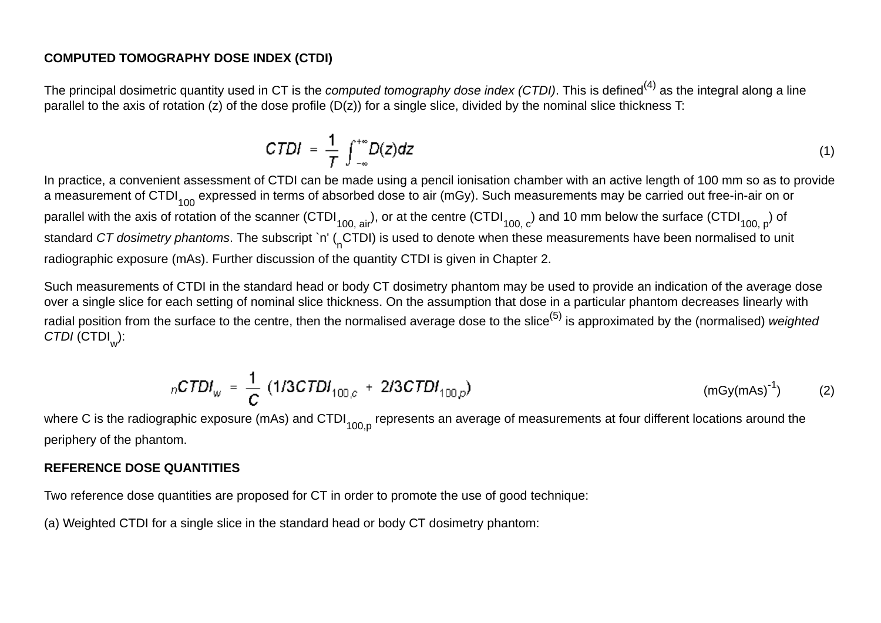## COMPUTED TOMOGRAPHY DOSE INDEX (CTDI)

The principal dosimetric quantity used in CT is the *computed tomography dose index (CTDI)*. This is defined[4] as the integral along a line parallel to the axis of rotation (z) of the dose profile (D(z)) for a single slice, divided by the nominal slice thickness T:

$$CTDI = \frac{1}{T} \int_{-\infty}^{+\infty} D(z)dz \qquad (1)$$

In practice, a convenient assessment of CTDI can be made using a pencil ionisation chamber with an active length of 100 mm so as to provide a measurement of $CTDI_{100}$ expressed in terms of absorbed dose to air (mGy). Such measurements may be carried out free-in-air on or parallel with the axis of rotation of the scanner ($CTDI_{100, air}$), or at the centre ($CTDI_{100, c}$) and 10 mm below the surface ($CTDI_{100, p}$) of standard *CT dosimetry phantoms*. The subscript `n' (${}_{n}CTDI$) is used to denote when these measurements have been normalised to unit radiographic exposure (mAs). Further discussion of the quantity CTDI is given in Chapter 2.

Such measurements of CTDI in the standard head or body CT dosimetry phantom may be used to provide an indication of the average dose over a single slice for each setting of nominal slice thickness. On the assumption that dose in a particular phantom decreases linearly with radial position from the surface to the centre, then the normalised average dose to the slice[5] is approximated by the (normalised) *weighted CTDI* ($CTDI_w$):

$${}_{n}CTDI_{w} = \frac{1}{C} \left(1/3CTDI_{100,c} + 2/3CTDI_{100,p}\right) \qquad (mGy(mAs)^{-1}) \qquad (2)$$

where C is the radiographic exposure (mAs) and $CTDI_{100,p}$ represents an average of measurements at four different locations around the periphery of the phantom.

## REFERENCE DOSE QUANTITIES

Two reference dose quantities are proposed for CT in order to promote the use of good technique:

(a) Weighted CTDI for a single slice in the standard head or body CT dosimetry phantom: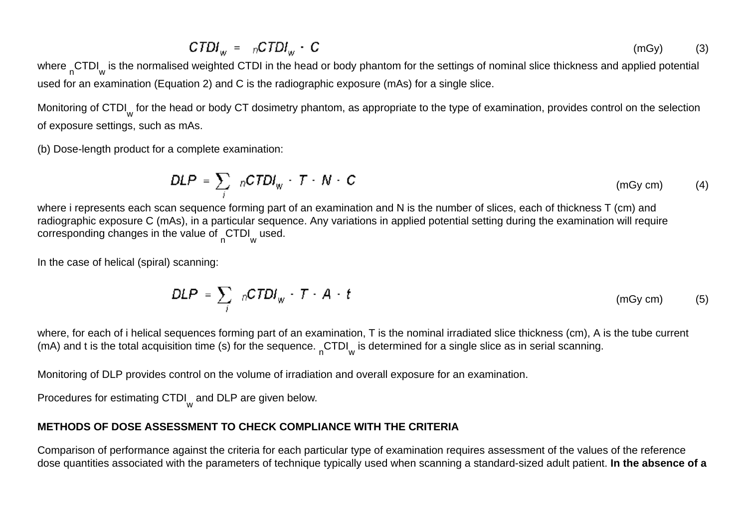$$CTDI_w = {}_nCTDI_w \cdot C \qquad \text{(mGy)} \qquad (3)$$

where ${}_nCTDI_w$ is the normalised weighted CTDI in the head or body phantom for the settings of nominal slice thickness and applied potential used for an examination (Equation 2) and C is the radiographic exposure (mAs) for a single slice.

Monitoring of $CTDI_w$ for the head or body CT dosimetry phantom, as appropriate to the type of examination, provides control on the selection of exposure settings, such as mAs.

(b) Dose-length product for a complete examination:

$$DLP = \sum_i {}_nCTDI_w \cdot T \cdot N \cdot C \qquad \text{(mGy cm)} \qquad (4)$$

where i represents each scan sequence forming part of an examination and N is the number of slices, each of thickness T (cm) and radiographic exposure C (mAs), in a particular sequence. Any variations in applied potential setting during the examination will require corresponding changes in the value of ${}_nCTDI_w$ used.

In the case of helical (spiral) scanning:

$$DLP = \sum_i {}_nCTDI_w \cdot T \cdot A \cdot t \qquad \text{(mGy cm)} \qquad (5)$$

where, for each of i helical sequences forming part of an examination, T is the nominal irradiated slice thickness (cm), A is the tube current (mA) and t is the total acquisition time (s) for the sequence. ${}_nCTDI_w$ is determined for a single slice as in serial scanning.

Monitoring of DLP provides control on the volume of irradiation and overall exposure for an examination.

Procedures for estimating $CTDI_w$ and DLP are given below.

**METHODS OF DOSE ASSESSMENT TO CHECK COMPLIANCE WITH THE CRITERIA**

Comparison of performance against the criteria for each particular type of examination requires assessment of the values of the reference dose quantities associated with the parameters of technique typically used when scanning a standard-sized adult patient. **In the absence of a**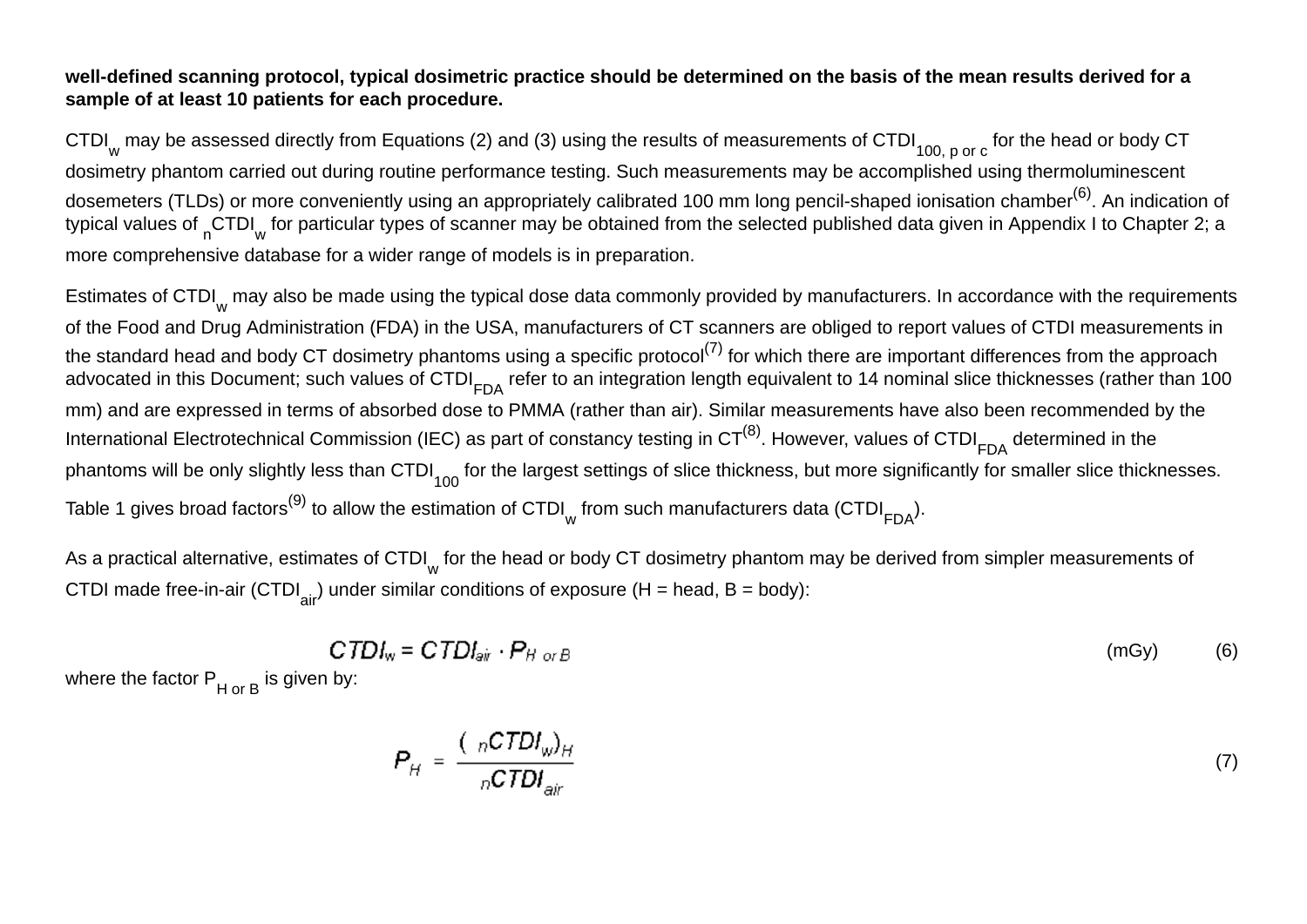**well-defined scanning protocol, typical dosimetric practice should be determined on the basis of the mean results derived for a sample of at least 10 patients for each procedure.**

$CTDI_w$ may be assessed directly from Equations (2) and (3) using the results of measurements of $CTDI_{100, p \text{ or } c}$ for the head or body CT dosimetry phantom carried out during routine performance testing. Such measurements may be accomplished using thermoluminescent dosemeters (TLDs) or more conveniently using an appropriately calibrated 100 mm long pencil-shaped ionisation chamber[6]. An indication of typical values of ${}_nCTDI_w$ for particular types of scanner may be obtained from the selected published data given in Appendix I to Chapter 2; a more comprehensive database for a wider range of models is in preparation.

Estimates of $CTDI_w$ may also be made using the typical dose data commonly provided by manufacturers. In accordance with the requirements of the Food and Drug Administration (FDA) in the USA, manufacturers of CT scanners are obliged to report values of CTDI measurements in the standard head and body CT dosimetry phantoms using a specific protocol[7] for which there are important differences from the approach advocated in this Document; such values of $CTDI_{FDA}$ refer to an integration length equivalent to 14 nominal slice thicknesses (rather than 100 mm) and are expressed in terms of absorbed dose to PMMA (rather than air). Similar measurements have also been recommended by the International Electrotechnical Commission (IEC) as part of constancy testing in CT[8]. However, values of $CTDI_{FDA}$ determined in the phantoms will be only slightly less than $CTDI_{100}$ for the largest settings of slice thickness, but more significantly for smaller slice thicknesses. Table 1 gives broad factors[9] to allow the estimation of $CTDI_w$ from such manufacturers data ($CTDI_{FDA}$).

As a practical alternative, estimates of $CTDI_w$ for the head or body CT dosimetry phantom may be derived from simpler measurements of CTDI made free-in-air ($CTDI_{air}$) under similar conditions of exposure (H = head, B = body):

$$CTDI_w = CTDI_{air} \cdot P_{H \text{ or } B} \quad \text{(mGy)} \qquad (6)$$

where the factor $P_{H \text{ or } B}$ is given by:

$$P_H = \frac{({}_nCTDI_w)_H}{{}_nCTDI_{air}} \qquad (7)$$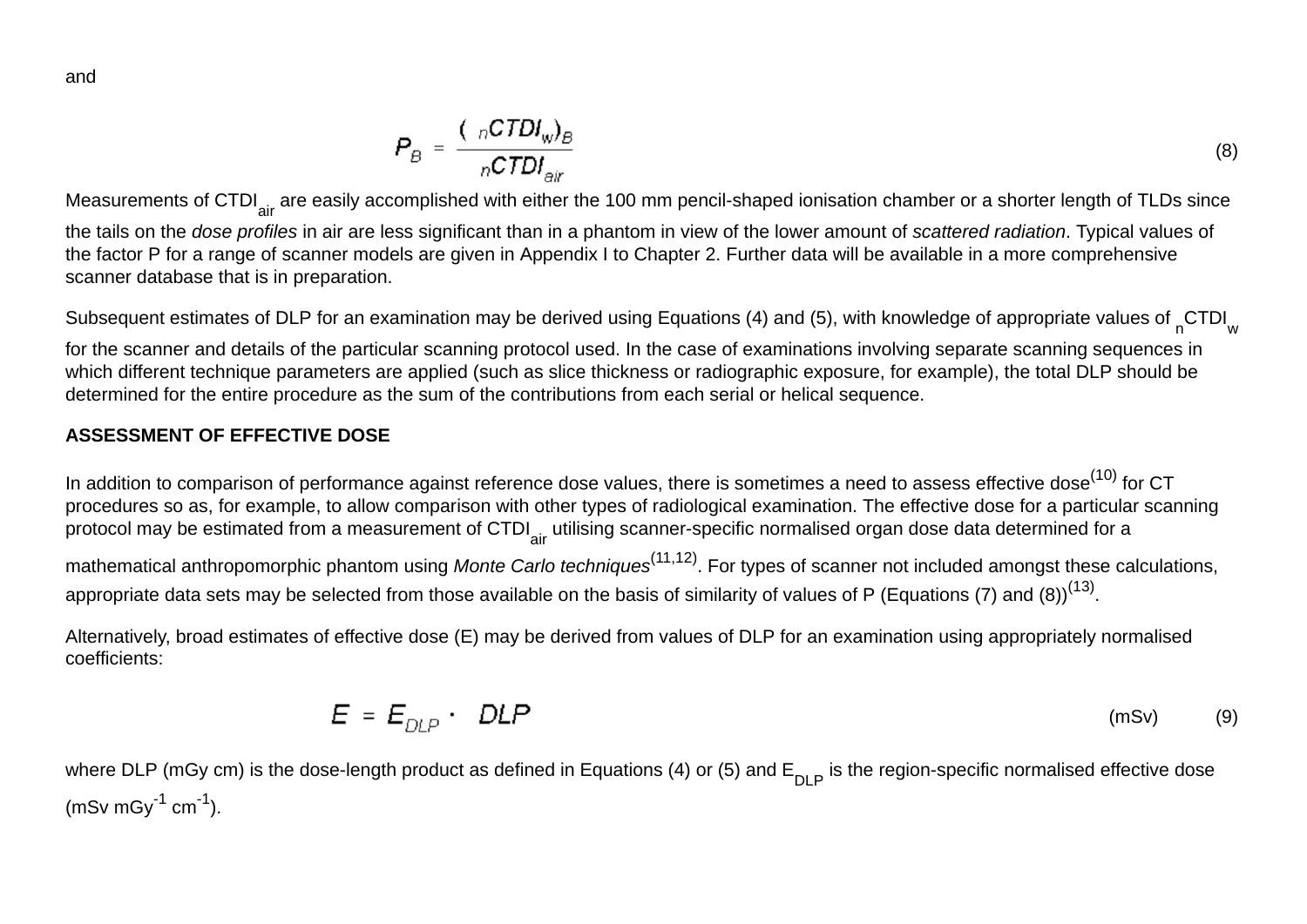and

$$P_B = \frac{({}_nCTDI_w)_B}{{}_nCTDI_{air}} \tag{8}$$

Measurements of $CTDI_{air}$ are easily accomplished with either the 100 mm pencil-shaped ionisation chamber or a shorter length of TLDs since the tails on the *dose profiles* in air are less significant than in a phantom in view of the lower amount of *scattered radiation*. Typical values of the factor P for a range of scanner models are given in Appendix I to Chapter 2. Further data will be available in a more comprehensive scanner database that is in preparation.

Subsequent estimates of DLP for an examination may be derived using Equations (4) and (5), with knowledge of appropriate values of ${}_nCTDI_w$ for the scanner and details of the particular scanning protocol used. In the case of examinations involving separate scanning sequences in which different technique parameters are applied (such as slice thickness or radiographic exposure, for example), the total DLP should be determined for the entire procedure as the sum of the contributions from each serial or helical sequence.

**ASSESSMENT OF EFFECTIVE DOSE**

In addition to comparison of performance against reference dose values, there is sometimes a need to assess effective dose[10] for CT procedures so as, for example, to allow comparison with other types of radiological examination. The effective dose for a particular scanning protocol may be estimated from a measurement of $CTDI_{air}$ utilising scanner-specific normalised organ dose data determined for a mathematical anthropomorphic phantom using *Monte Carlo techniques*[11,12]. For types of scanner not included amongst these calculations, appropriate data sets may be selected from those available on the basis of similarity of values of P (Equations (7) and (8))[13].

Alternatively, broad estimates of effective dose (E) may be derived from values of DLP for an examination using appropriately normalised coefficients:

$$E = E_{DLP} \cdot DLP \quad \text{(mSv)} \tag{9}$$

where DLP (mGy cm) is the dose-length product as defined in Equations (4) or (5) and $E_{DLP}$ is the region-specific normalised effective dose (mSv $mGy^{-1}$ $cm^{-1}$).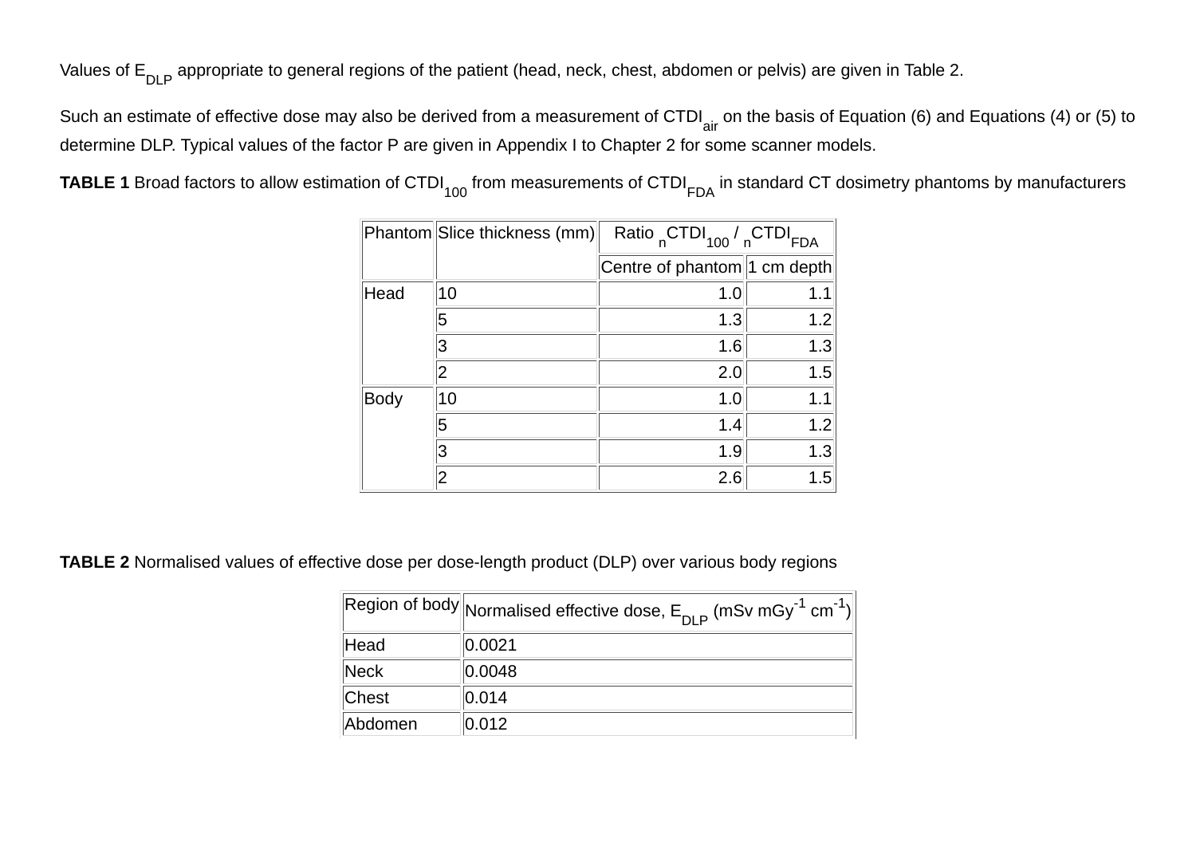Values of $E_{DLP}$ appropriate to general regions of the patient (head, neck, chest, abdomen or pelvis) are given in Table 2.

Such an estimate of effective dose may also be derived from a measurement of $CTDI_{air}$ on the basis of Equation (6) and Equations (4) or (5) to determine DLP. Typical values of the factor P are given in Appendix I to Chapter 2 for some scanner models.

**TABLE 1** Broad factors to allow estimation of $CTDI_{100}$ from measurements of $CTDI_{FDA}$ in standard CT dosimetry phantoms by manufacturers

| Phantom | Slice thickness (mm) | Ratio ${}_nCTDI_{100}$ / ${}_nCTDI_{FDA}$ | |
|---|---|---|---|
| | | Centre of phantom | 1 cm depth |
| Head | 10 | 1.0 | 1.1 |
| | 5 | 1.3 | 1.2 |
| | 3 | 1.6 | 1.3 |
| | 2 | 2.0 | 1.5 |
| Body | 10 | 1.0 | 1.1 |
| | 5 | 1.4 | 1.2 |
| | 3 | 1.9 | 1.3 |
| | 2 | 2.6 | 1.5 |

**TABLE 2** Normalised values of effective dose per dose-length product (DLP) over various body regions

| Region of body | Normalised effective dose, $E_{DLP}$ (mSv $mGy^{-1}$ $cm^{-1}$) |
|---|---|
| Head | 0.0021 |
| Neck | 0.0048 |
| Chest | 0.014 |
| Abdomen | 0.012 |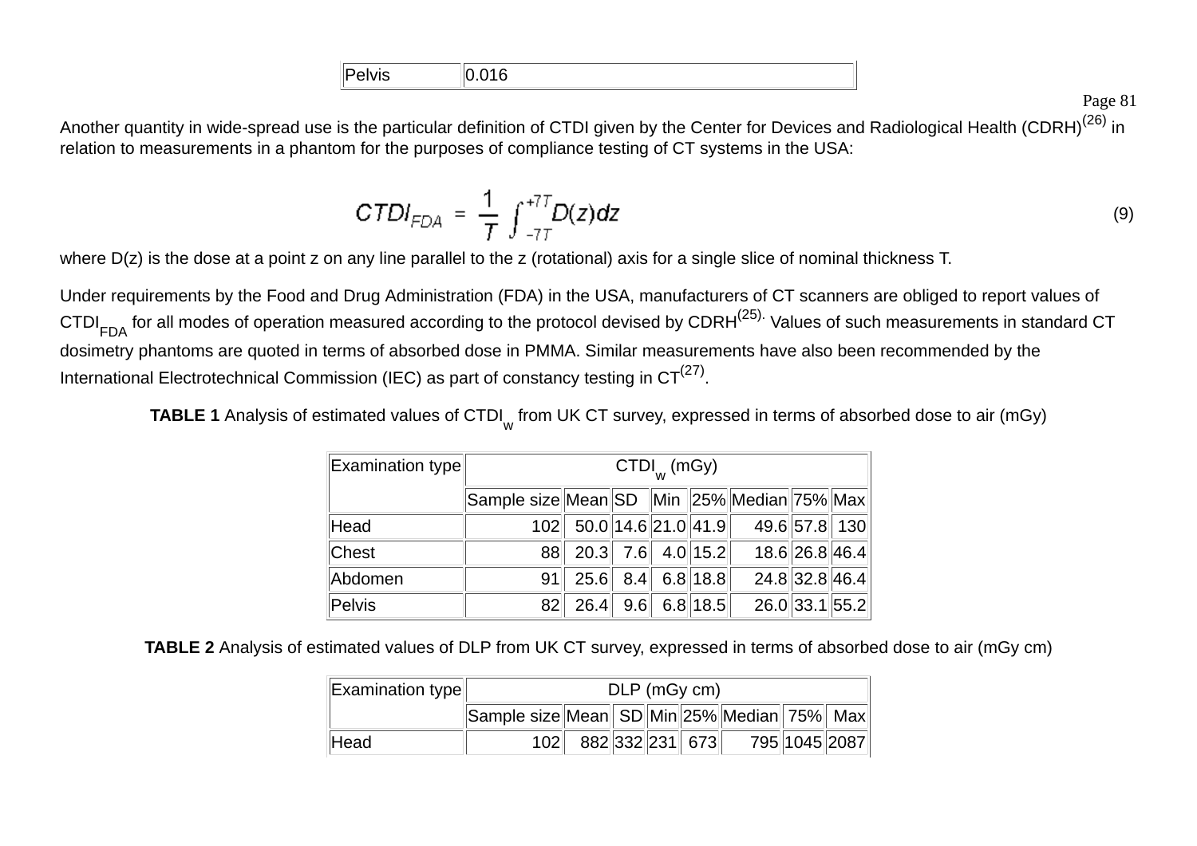| Pelvis | 0.016 |
|---|---|

Another quantity in wide-spread use is the particular definition of CTDI given by the Center for Devices and Radiological Health (CDRH)[26] in relation to measurements in a phantom for the purposes of compliance testing of CT systems in the USA:

$$CTDI_{FDA} = \frac{1}{T}\int_{-7T}^{+7T} D(z)dz \tag{9}$$

where D(z) is the dose at a point z on any line parallel to the z (rotational) axis for a single slice of nominal thickness T.

Under requirements by the Food and Drug Administration (FDA) in the USA, manufacturers of CT scanners are obliged to report values of $CTDI_{FDA}$ for all modes of operation measured according to the protocol devised by CDRH[25]. Values of such measurements in standard CT dosimetry phantoms are quoted in terms of absorbed dose in PMMA. Similar measurements have also been recommended by the International Electrotechnical Commission (IEC) as part of constancy testing in CT[27].

**TABLE 1** Analysis of estimated values of $CTDI_w$ from UK CT survey, expressed in terms of absorbed dose to air (mGy)

| Examination type | $CTDI_w$ (mGy) | | | | | | | |
|---|---|---|---|---|---|---|---|---|
| | Sample size | Mean | SD | Min | 25% | Median | 75% | Max |
| Head | 102 | 50.0 | 14.6 | 21.0 | 41.9 | 49.6 | 57.8 | 130 |
| Chest | 88 | 20.3 | 7.6 | 4.0 | 15.2 | 18.6 | 26.8 | 46.4 |
| Abdomen | 91 | 25.6 | 8.4 | 6.8 | 18.8 | 24.8 | 32.8 | 46.4 |
| Pelvis | 82 | 26.4 | 9.6 | 6.8 | 18.5 | 26.0 | 33.1 | 55.2 |

**TABLE 2** Analysis of estimated values of DLP from UK CT survey, expressed in terms of absorbed dose to air (mGy cm)

| Examination type | DLP (mGy cm) | | | | | | | |
|---|---|---|---|---|---|---|---|---|
| | Sample size | Mean | SD | Min | 25% | Median | 75% | Max |
| Head | 102 | 882 | 332 | 231 | 673 | 795 | 1045 | 2087 |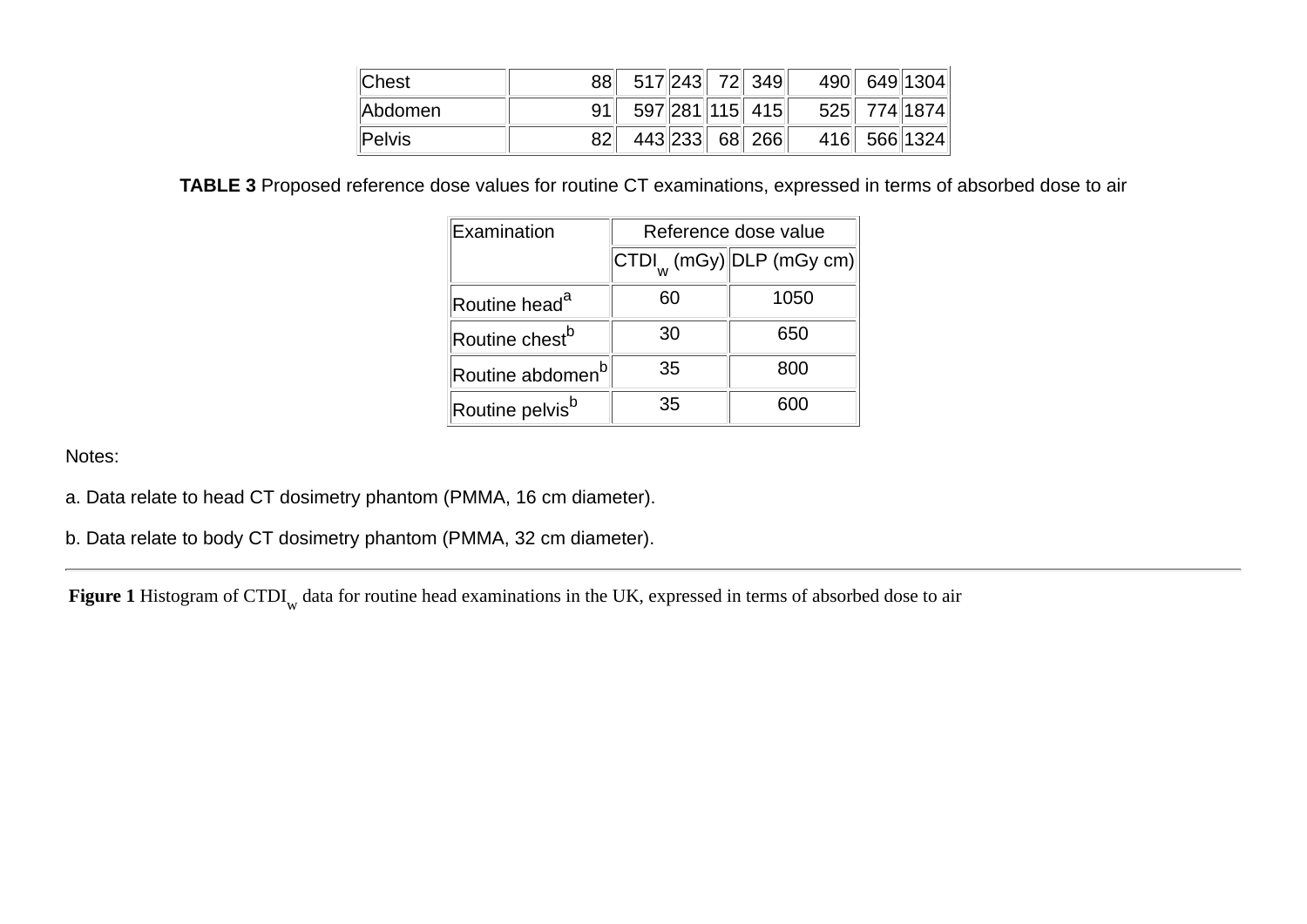| | | | | | | | | |
|---|---|---|---|---|---|---|---|---|
| Chest | 88 | 517 | 243 | 72 | 349 | 490 | 649 | 1304 |
| Abdomen | 91 | 597 | 281 | 115 | 415 | 525 | 774 | 1874 |
| Pelvis | 82 | 443 | 233 | 68 | 266 | 416 | 566 | 1324 |

**TABLE 3** Proposed reference dose values for routine CT examinations, expressed in terms of absorbed dose to air

| Examination | Reference dose value | |
|---|---|---|
| | $CTDI_w$ (mGy) | DLP (mGy cm) |
| Routine head[a] | 60 | 1050 |
| Routine chest[b] | 30 | 650 |
| Routine abdomen[b] | 35 | 800 |
| Routine pelvis[b] | 35 | 600 |

Notes:

a. Data relate to head CT dosimetry phantom (PMMA, 16 cm diameter).

b. Data relate to body CT dosimetry phantom (PMMA, 32 cm diameter).

---

**Figure 1** Histogram of $CTDI_w$ data for routine head examinations in the UK, expressed in terms of absorbed dose to air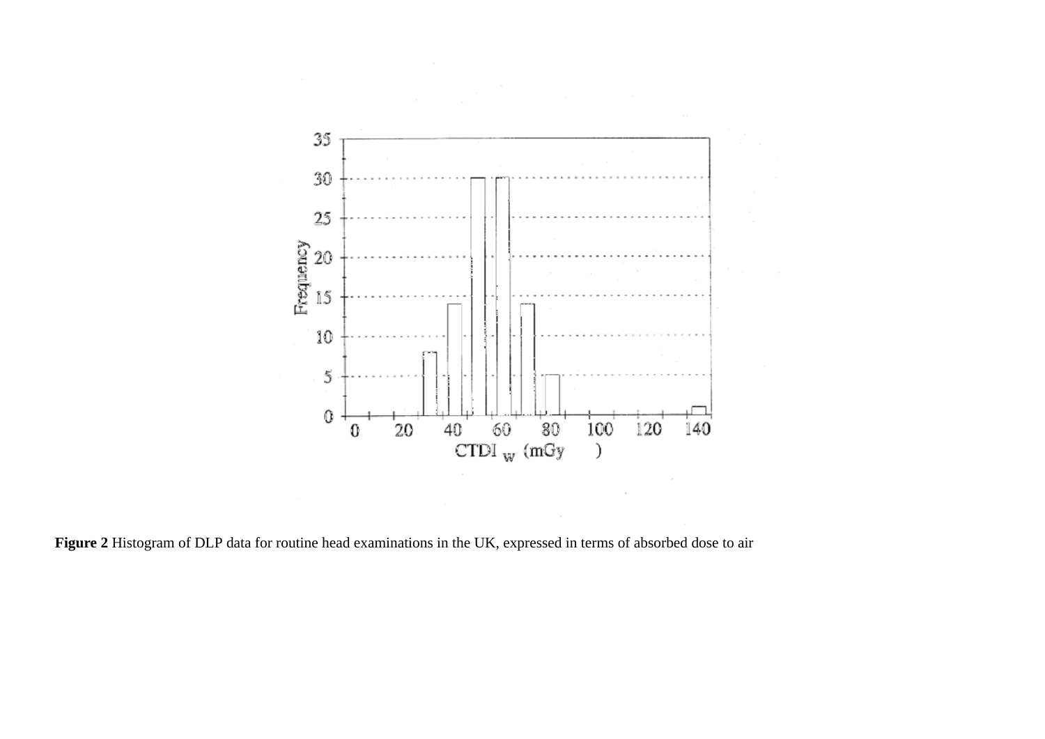**Figure 2** Histogram of DLP data for routine head examinations in the UK, expressed in terms of absorbed dose to air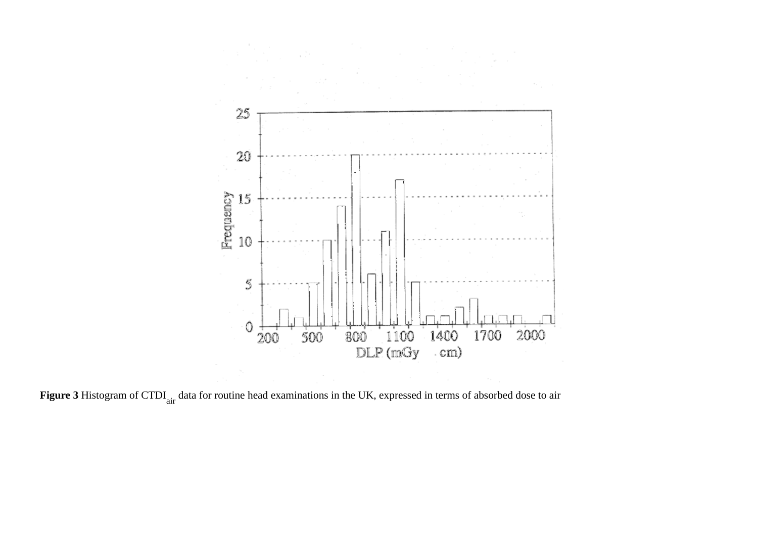**Figure 3** Histogram of $CTDI_{air}$ data for routine head examinations in the UK, expressed in terms of absorbed dose to air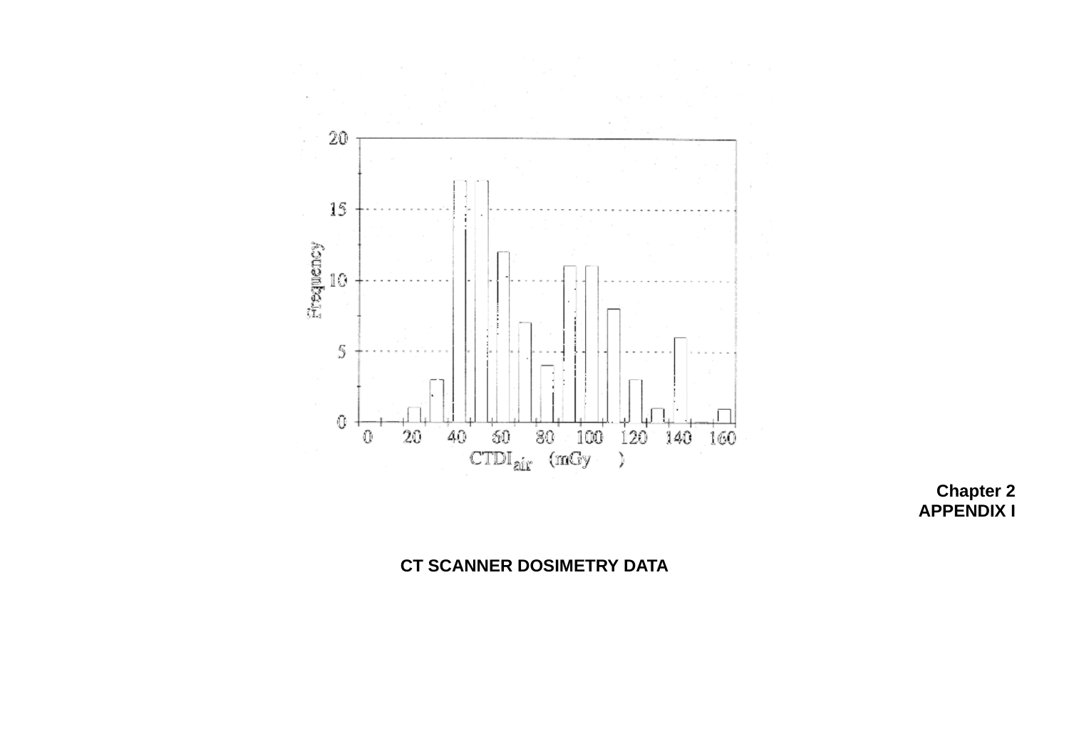**Chapter 2**
**APPENDIX I**

## CT SCANNER DOSIMETRY DATA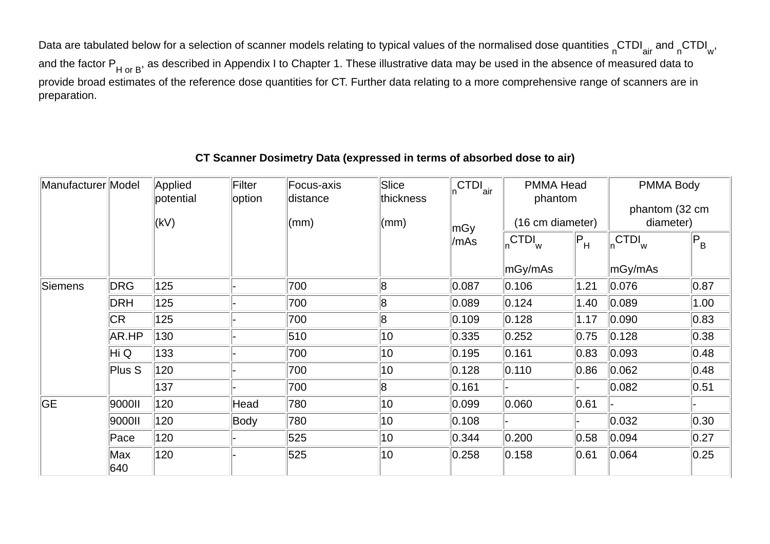Data are tabulated below for a selection of scanner models relating to typical values of the normalised dose quantities ${}_nCTDI_{air}$ and ${}_nCTDI_w$, and the factor $P_{H\ or\ B}$, as described in Appendix I to Chapter 1. These illustrative data may be used in the absence of measured data to provide broad estimates of the reference dose quantities for CT. Further data relating to a more comprehensive range of scanners are in preparation.

**CT Scanner Dosimetry Data (expressed in terms of absorbed dose to air)**

| Manufacturer | Model | Applied potential (kV) | Filter option | Focus-axis distance (mm) | Slice thickness (mm) | ${}_nCTDI_{air}$ mGy /mAs | PMMA Head phantom (16 cm diameter) | | PMMA Body phantom (32 cm diameter) | |
|---|---|---|---|---|---|---|---|---|---|---|
| | | | | | | | ${}_nCTDI_w$ mGy/mAs | $P_H$ | ${}_nCTDI_w$ mGy/mAs | $P_B$ |
| Siemens | DRG | 125 | - | 700 | 8 | 0.087 | 0.106 | 1.21 | 0.076 | 0.87 |
| | DRH | 125 | - | 700 | 8 | 0.089 | 0.124 | 1.40 | 0.089 | 1.00 |
| | CR | 125 | - | 700 | 8 | 0.109 | 0.128 | 1.17 | 0.090 | 0.83 |
| | AR.HP | 130 | - | 510 | 10 | 0.335 | 0.252 | 0.75 | 0.128 | 0.38 |
| | Hi Q | 133 | - | 700 | 10 | 0.195 | 0.161 | 0.83 | 0.093 | 0.48 |
| | Plus S | 120 | - | 700 | 10 | 0.128 | 0.110 | 0.86 | 0.062 | 0.48 |
| | | 137 | - | 700 | 8 | 0.161 | - | - | 0.082 | 0.51 |
| GE | 9000II | 120 | Head | 780 | 10 | 0.099 | 0.060 | 0.61 | - | - |
| | 9000II | 120 | Body | 780 | 10 | 0.108 | - | - | 0.032 | 0.30 |
| | Pace | 120 | - | 525 | 10 | 0.344 | 0.200 | 0.58 | 0.094 | 0.27 |
| | Max 640 | 120 | - | 525 | 10 | 0.258 | 0.158 | 0.61 | 0.064 | 0.25 |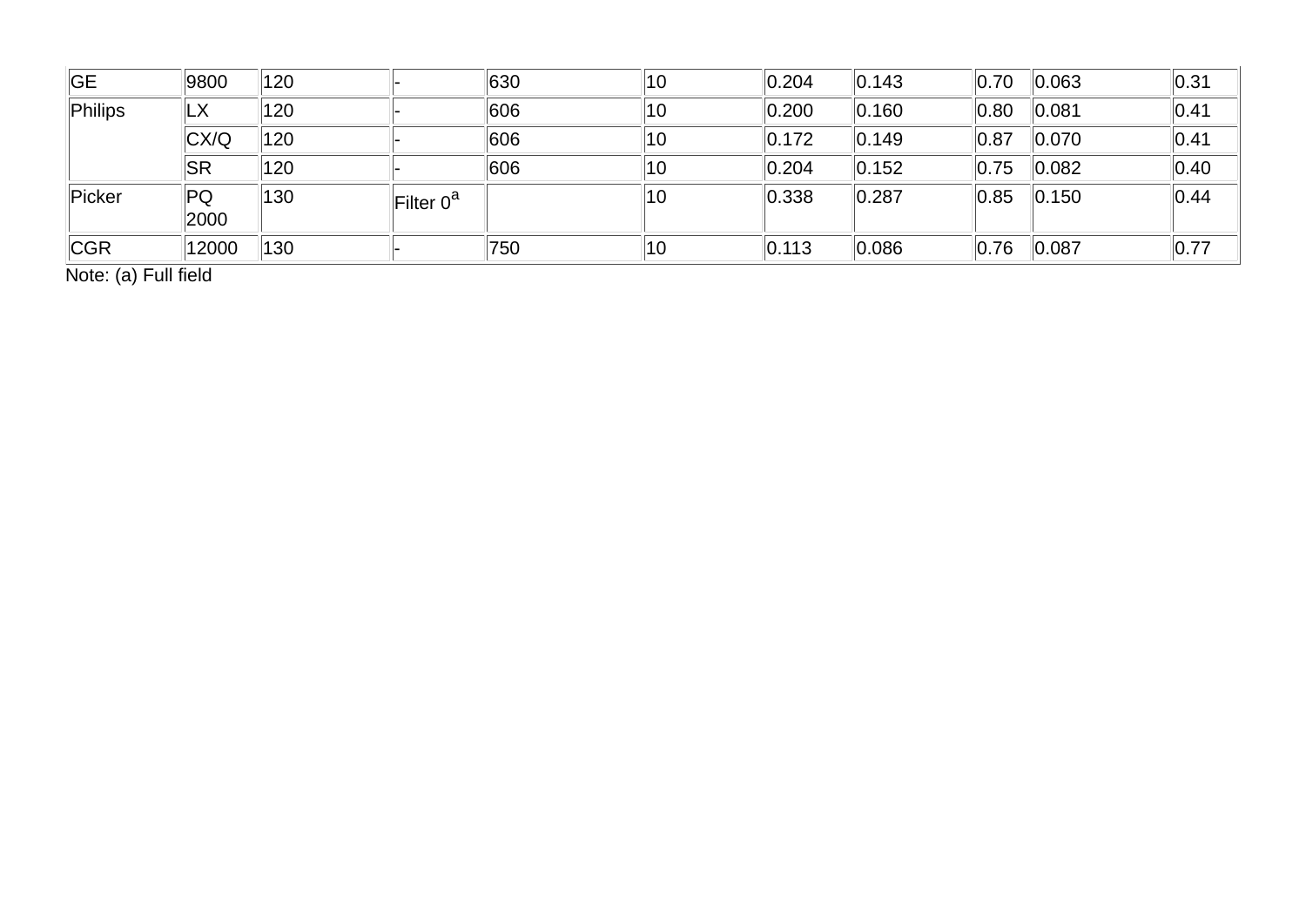| | | | | | | | | | | |
|---|---|---|---|---|---|---|---|---|---|---|
| GE | 9800 | 120 | - | 630 | 10 | 0.204 | 0.143 | 0.70 | 0.063 | 0.31 |
| Philips | LX | 120 | - | 606 | 10 | 0.200 | 0.160 | 0.80 | 0.081 | 0.41 |
| | CX/Q | 120 | - | 606 | 10 | 0.172 | 0.149 | 0.87 | 0.070 | 0.41 |
| | SR | 120 | - | 606 | 10 | 0.204 | 0.152 | 0.75 | 0.082 | 0.40 |
| Picker | PQ 2000 | 130 | Filter 0[a] | | 10 | 0.338 | 0.287 | 0.85 | 0.150 | 0.44 |
| CGR | 12000 | 130 | - | 750 | 10 | 0.113 | 0.086 | 0.76 | 0.087 | 0.77 |

Note: (a) Full field